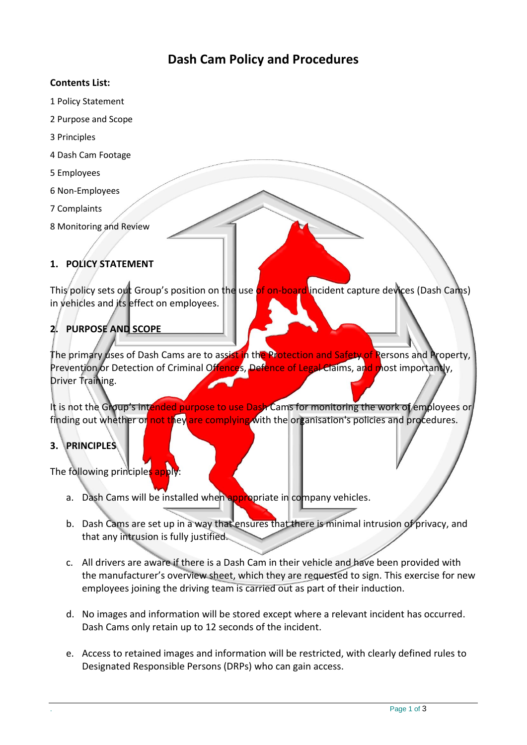# Dash Cam Policy and Procedures

**Contents List:**

1 Policy Statement

2 Purpose and Scope

3 Principles

4 Dash Cam Footage

5 Employees

6 Non-Employees

7 Complaints

8 Monitoring and Review

## 1. POLICY STATEMENT

This policy sets out Group's position on the use of on-board incident capture devices (Dash Cams) in vehicles and its effect on employees.

## 2. PURPOSE AND SCOPE

The primary uses of Dash Cams are to assist in the Protection and Safety of Persons and Property, Prevention or Detection of Criminal Offences, Defence of Legal Claims, and most importantly, Driver Training.

It is not the Group's intended purpose to use Dash Cams for monitoring the work of employees or finding out whether or not they are complying with the organisation's policies and procedures.

## 3. PRINCIPLES

The following principles apply:

a. Dash Cams will be installed when appropriate in company vehicles.

b. Dash Cams are set up in a way that ensures that there is minimal intrusion of privacy, and that any intrusion is fully justified.

c. All drivers are aware if there is a Dash Cam in their vehicle and have been provided with the manufacturer's overview sheet, which they are requested to sign. This exercise for new employees joining the driving team is carried out as part of their induction.

d. No images and information will be stored except where a relevant incident has occurred. Dash Cams only retain up to 12 seconds of the incident.

e. Access to retained images and information will be restricted, with clearly defined rules to Designated Responsible Persons (DRPs) who can gain access.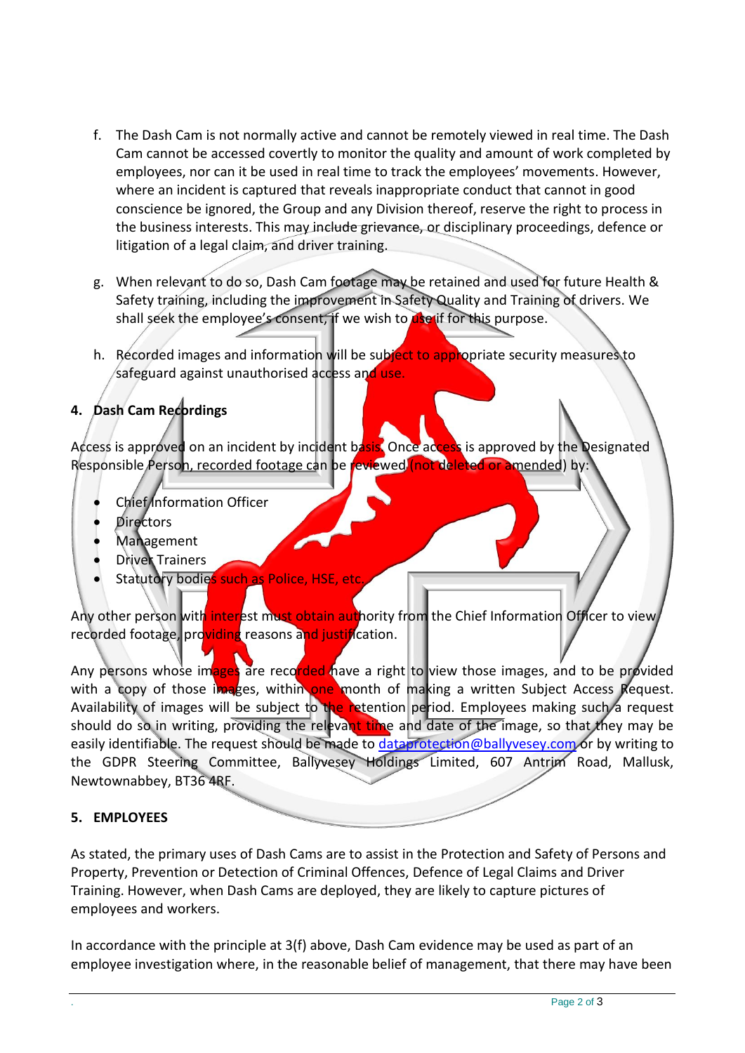f. The Dash Cam is not normally active and cannot be remotely viewed in real time. The Dash Cam cannot be accessed covertly to monitor the quality and amount of work completed by employees, nor can it be used in real time to track the employees' movements. However, where an incident is captured that reveals inappropriate conduct that cannot in good conscience be ignored, the Group and any Division thereof, reserve the right to process in the business interests. This may include grievance, or disciplinary proceedings, defence or litigation of a legal claim, and driver training.

g. When relevant to do so, Dash Cam footage may be retained and used for future Health & Safety training, including the improvement in Safety Quality and Training of drivers. We shall seek the employee's consent, if we wish to use if for this purpose.

h. Recorded images and information will be subject to appropriate security measures to safeguard against unauthorised access and use.

## 4. Dash Cam Recordings

Access is approved on an incident by incident basis. Once access is approved by the Designated Responsible Person, recorded footage can be reviewed (not deleted or amended) by:

- Chief Information Officer
- Directors
- Management
- Driver Trainers
- Statutory bodies such as Police, HSE, etc.

Any other person with interest must obtain authority from the Chief Information Officer to view recorded footage, providing reasons and justification.

Any persons whose images are recorded have a right to view those images, and to be provided with a copy of those images, within one month of making a written Subject Access Request. Availability of images will be subject to the retention period. Employees making such a request should do so in writing, providing the relevant time and date of the image, so that they may be easily identifiable. The request should be made to dataprotection@ballyvesey.com or by writing to the GDPR Steering Committee, Ballyvesey Holdings Limited, 607 Antrim Road, Mallusk, Newtownabbey, BT36 4RF.

## 5. EMPLOYEES

As stated, the primary uses of Dash Cams are to assist in the Protection and Safety of Persons and Property, Prevention or Detection of Criminal Offences, Defence of Legal Claims and Driver Training. However, when Dash Cams are deployed, they are likely to capture pictures of employees and workers.

In accordance with the principle at 3(f) above, Dash Cam evidence may be used as part of an employee investigation where, in the reasonable belief of management, that there may have been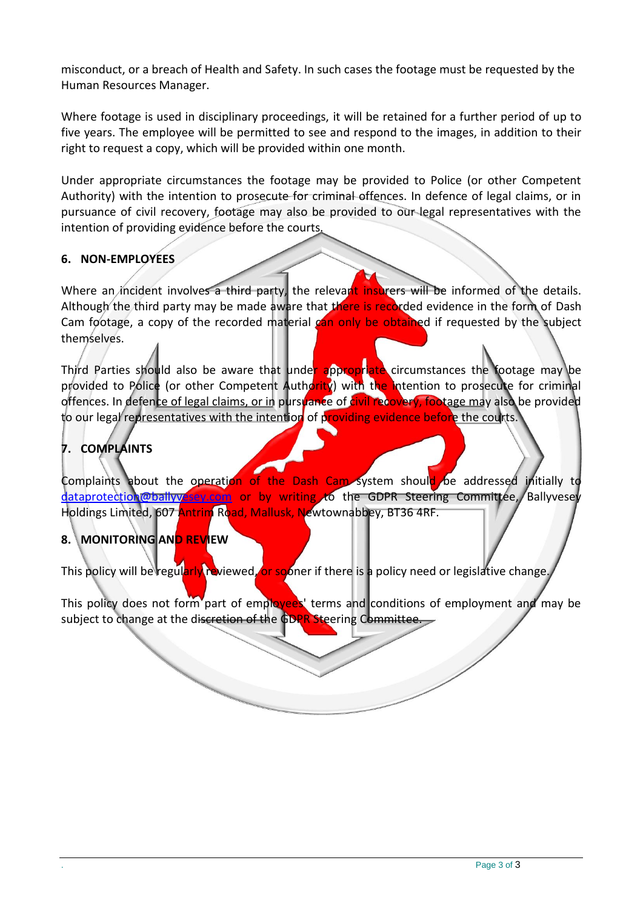misconduct, or a breach of Health and Safety. In such cases the footage must be requested by the Human Resources Manager.

Where footage is used in disciplinary proceedings, it will be retained for a further period of up to five years. The employee will be permitted to see and respond to the images, in addition to their right to request a copy, which will be provided within one month.

Under appropriate circumstances the footage may be provided to Police (or other Competent Authority) with the intention to prosecute for criminal offences. In defence of legal claims, or in pursuance of civil recovery, footage may also be provided to our legal representatives with the intention of providing evidence before the courts.

## 6. NON-EMPLOYEES

Where an incident involves a third party, the relevant insurers will be informed of the details. Although the third party may be made aware that there is recorded evidence in the form of Dash Cam footage, a copy of the recorded material can only be obtained if requested by the subject themselves.

Third Parties should also be aware that under appropriate circumstances the footage may be provided to Police (or other Competent Authority) with the intention to prosecute for criminal offences. In defence of legal claims, or in pursuance of civil recovery, footage may also be provided to our legal representatives with the intention of providing evidence before the courts.

## 7. COMPLAINTS

Complaints about the operation of the Dash Cam system should be addressed initially to dataprotection@ballyvesey.com or by writing to the GDPR Steering Committee, Ballyvesey Holdings Limited, 607 Antrim Road, Mallusk, Newtownabbey, BT36 4RF.

## 8. MONITORING AND REVIEW

This policy will be regularly reviewed, or sooner if there is a policy need or legislative change.

This policy does not form part of employees' terms and conditions of employment and may be subject to change at the discretion of the GDPR Steering Committee.